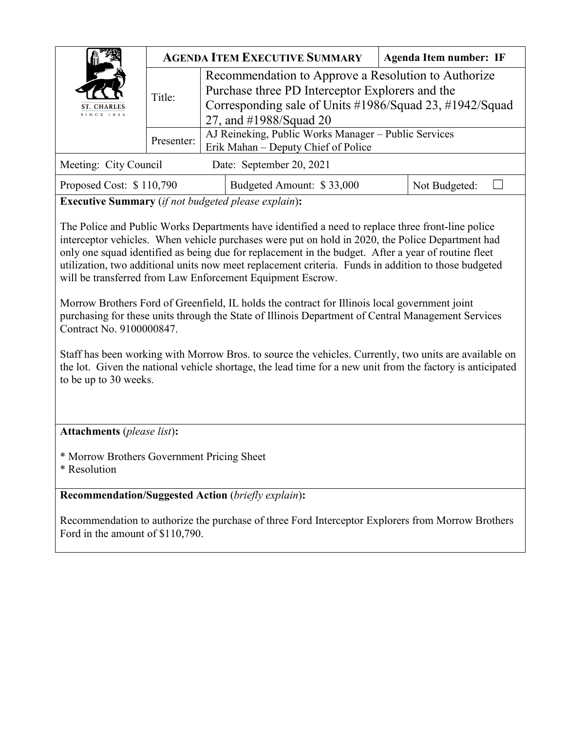| ST. CHARLES SINCE 1834 | **AGENDA ITEM EXECUTIVE SUMMARY** | | **Agenda Item number: IF** |
|---|---|---|---|
| | Title: | Recommendation to Approve a Resolution to Authorize Purchase three PD Interceptor Explorers and the Corresponding sale of Units #1986/Squad 23, #1942/Squad 27, and #1988/Squad 20 | |
| | Presenter: | AJ Reineking, Public Works Manager – Public Services<br>Erik Mahan – Deputy Chief of Police | |

Meeting: City Council Date: September 20, 2021

| Proposed Cost: $ 110,790 | Budgeted Amount: $ 33,000 | Not Budgeted: ☐ |
|---|---|---|

**Executive Summary** (*if not budgeted please explain*)**:**

The Police and Public Works Departments have identified a need to replace three front-line police interceptor vehicles. When vehicle purchases were put on hold in 2020, the Police Department had only one squad identified as being due for replacement in the budget. After a year of routine fleet utilization, two additional units now meet replacement criteria. Funds in addition to those budgeted will be transferred from Law Enforcement Equipment Escrow.

Morrow Brothers Ford of Greenfield, IL holds the contract for Illinois local government joint purchasing for these units through the State of Illinois Department of Central Management Services Contract No. 9100000847.

Staff has been working with Morrow Bros. to source the vehicles. Currently, two units are available on the lot. Given the national vehicle shortage, the lead time for a new unit from the factory is anticipated to be up to 30 weeks.

**Attachments** (*please list*)**:**

* Morrow Brothers Government Pricing Sheet
* Resolution

**Recommendation/Suggested Action** (*briefly explain*)**:**

Recommendation to authorize the purchase of three Ford Interceptor Explorers from Morrow Brothers Ford in the amount of $110,790.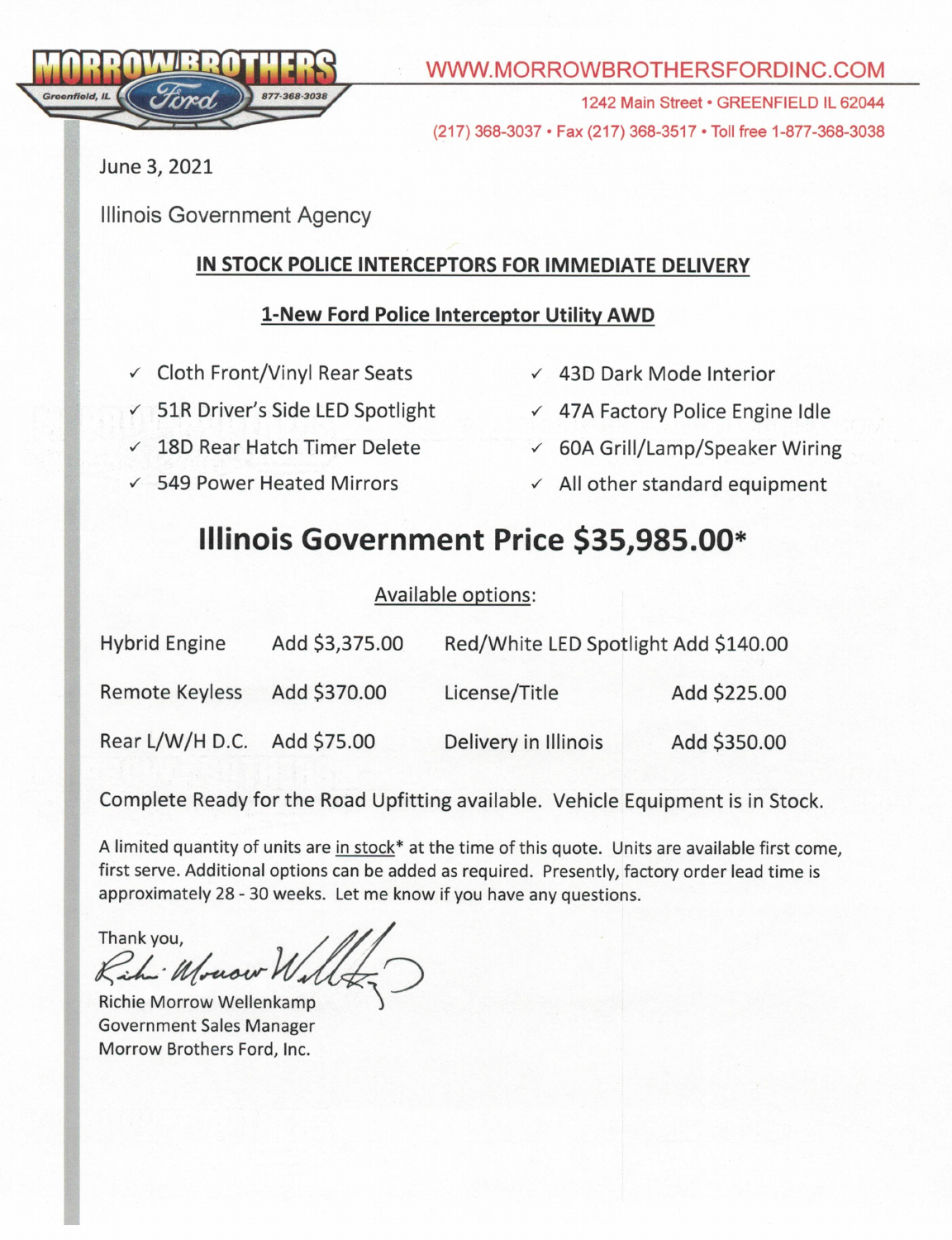**MORROW BROTHERS**
Greenfield, IL · Ford · 877-368-3038

WWW.MORROWBROTHERSFORDINC.COM

1242 Main Street • GREENFIELD IL 62044

(217) 368-3037 • Fax (217) 368-3517 • Toll free 1-877-368-3038

June 3, 2021

Illinois Government Agency

**IN STOCK POLICE INTERCEPTORS FOR IMMEDIATE DELIVERY**

**1-New Ford Police Interceptor Utility AWD**

- ✓ Cloth Front/Vinyl Rear Seats
- ✓ 51R Driver's Side LED Spotlight
- ✓ 18D Rear Hatch Timer Delete
- ✓ 549 Power Heated Mirrors
- ✓ 43D Dark Mode Interior
- ✓ 47A Factory Police Engine Idle
- ✓ 60A Grill/Lamp/Speaker Wiring
- ✓ All other standard equipment

# Illinois Government Price $35,985.00*

Available options:

| Option | Price | Option | Price |
|---|---|---|---|
| Hybrid Engine | Add $3,375.00 | Red/White LED Spotlight | Add $140.00 |
| Remote Keyless | Add $370.00 | License/Title | Add $225.00 |
| Rear L/W/H D.C. | Add $75.00 | Delivery in Illinois | Add $350.00 |

Complete Ready for the Road Upfitting available. Vehicle Equipment is in Stock.

A limited quantity of units are in stock* at the time of this quote. Units are available first come, first serve. Additional options can be added as required. Presently, factory order lead time is approximately 28 - 30 weeks. Let me know if you have any questions.

Thank you,

Richie Morrow Wellenkamp
Government Sales Manager
Morrow Brothers Ford, Inc.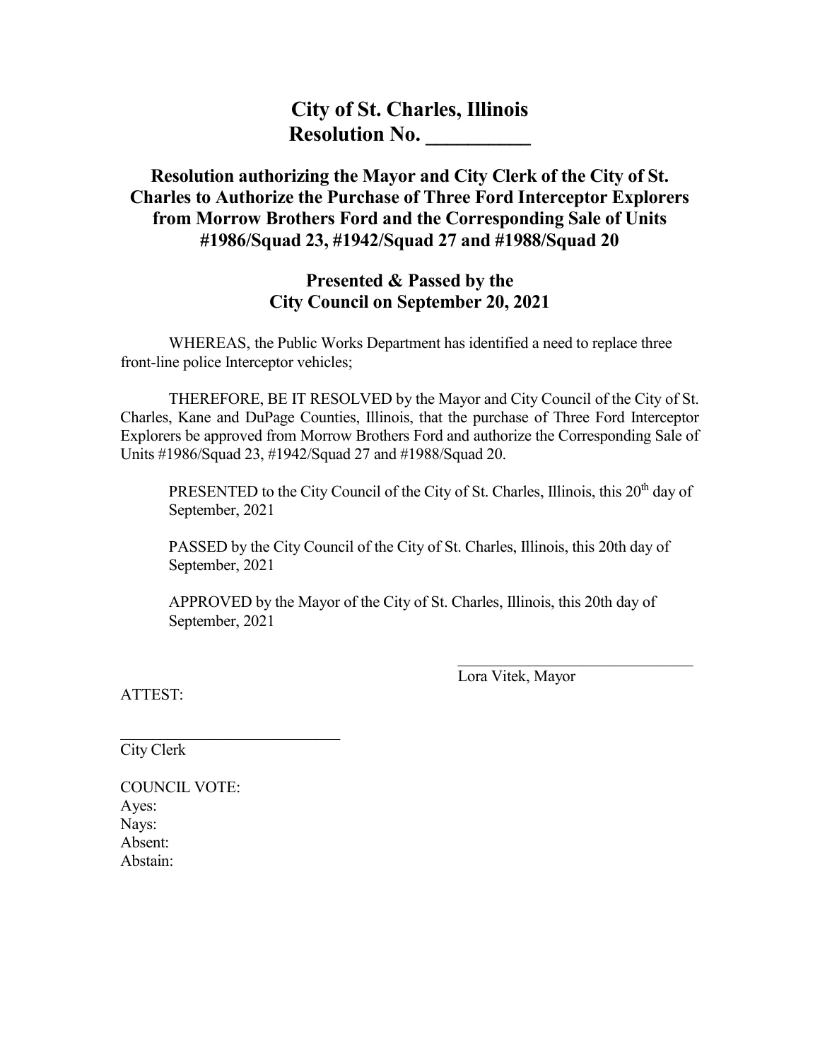# City of St. Charles, Illinois
# Resolution No. __________

## Resolution authorizing the Mayor and City Clerk of the City of St. Charles to Authorize the Purchase of Three Ford Interceptor Explorers from Morrow Brothers Ford and the Corresponding Sale of Units #1986/Squad 23, #1942/Squad 27 and #1988/Squad 20

## Presented & Passed by the City Council on September 20, 2021

WHEREAS, the Public Works Department has identified a need to replace three front-line police Interceptor vehicles;

THEREFORE, BE IT RESOLVED by the Mayor and City Council of the City of St. Charles, Kane and DuPage Counties, Illinois, that the purchase of Three Ford Interceptor Explorers be approved from Morrow Brothers Ford and authorize the Corresponding Sale of Units #1986/Squad 23, #1942/Squad 27 and #1988/Squad 20.

PRESENTED to the City Council of the City of St. Charles, Illinois, this 20th day of September, 2021

PASSED by the City Council of the City of St. Charles, Illinois, this 20th day of September, 2021

APPROVED by the Mayor of the City of St. Charles, Illinois, this 20th day of September, 2021

______________________________
Lora Vitek, Mayor

ATTEST:

______________________________
City Clerk

COUNCIL VOTE:
Ayes:
Nays:
Absent:
Abstain: